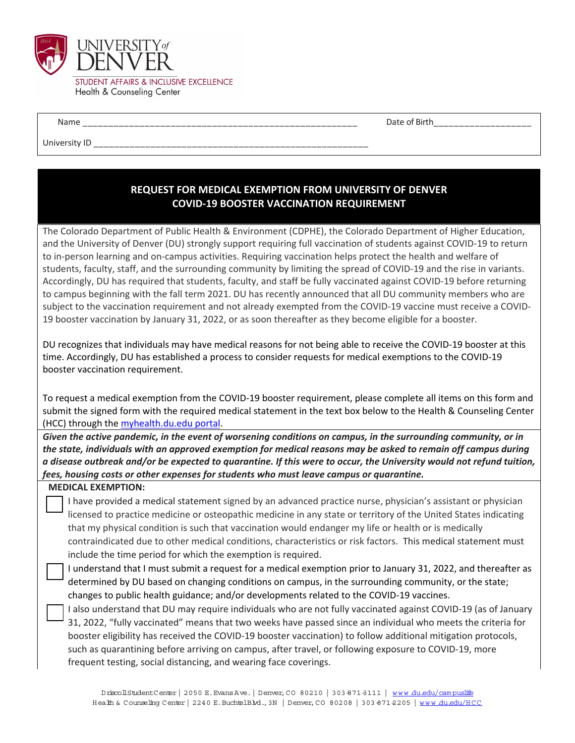UNIVERSITY of DENVER

STUDENT AFFAIRS & INCLUSIVE EXCELLENCE

Health & Counseling Center

Name ______________________________________________________ Date of Birth___________________

University ID ______________________________________________________

## REQUEST FOR MEDICAL EXEMPTION FROM UNIVERSITY OF DENVER COVID-19 BOOSTER VACCINATION REQUIREMENT

The Colorado Department of Public Health & Environment (CDPHE), the Colorado Department of Higher Education, and the University of Denver (DU) strongly support requiring full vaccination of students against COVID-19 to return to in-person learning and on-campus activities. Requiring vaccination helps protect the health and welfare of students, faculty, staff, and the surrounding community by limiting the spread of COVID-19 and the rise in variants. Accordingly, DU has required that students, faculty, and staff be fully vaccinated against COVID-19 before returning to campus beginning with the fall term 2021. DU has recently announced that all DU community members who are subject to the vaccination requirement and not already exempted from the COVID-19 vaccine must receive a COVID-19 booster vaccination by January 31, 2022, or as soon thereafter as they become eligible for a booster.

DU recognizes that individuals may have medical reasons for not being able to receive the COVID-19 booster at this time. Accordingly, DU has established a process to consider requests for medical exemptions to the COVID-19 booster vaccination requirement.

To request a medical exemption from the COVID-19 booster requirement, please complete all items on this form and submit the signed form with the required medical statement in the text box below to the Health & Counseling Center (HCC) through the myhealth.du.edu portal.

***Given the active pandemic, in the event of worsening conditions on campus, in the surrounding community, or in the state, individuals with an approved exemption for medical reasons may be asked to remain off campus during a disease outbreak and/or be expected to quarantine. If this were to occur, the University would not refund tuition, fees, housing costs or other expenses for students who must leave campus or quarantine.***

**MEDICAL EXEMPTION:**

- ☐ I have provided a medical statement signed by an advanced practice nurse, physician's assistant or physician licensed to practice medicine or osteopathic medicine in any state or territory of the United States indicating that my physical condition is such that vaccination would endanger my life or health or is medically contraindicated due to other medical conditions, characteristics or risk factors. This medical statement must include the time period for which the exemption is required.
- ☐ I understand that I must submit a request for a medical exemption prior to January 31, 2022, and thereafter as determined by DU based on changing conditions on campus, in the surrounding community, or the state; changes to public health guidance; and/or developments related to the COVID-19 vaccines.
- ☐ I also understand that DU may require individuals who are not fully vaccinated against COVID-19 (as of January 31, 2022, "fully vaccinated" means that two weeks have passed since an individual who meets the criteria for booster eligibility has received the COVID-19 booster vaccination) to follow additional mitigation protocols, such as quarantining before arriving on campus, after travel, or following exposure to COVID-19, more frequent testing, social distancing, and wearing face coverings.

Driscoll Student Center | 2050 E. Evans Ave. | Denver, CO 80210 | 303-871-3111 | www.du.edu/campuslife

Health & Counseling Center | 2240 E. Buchtel Blvd., 3N | Denver, CO 80208 | 303-871-2205 | www.du.edu/HCC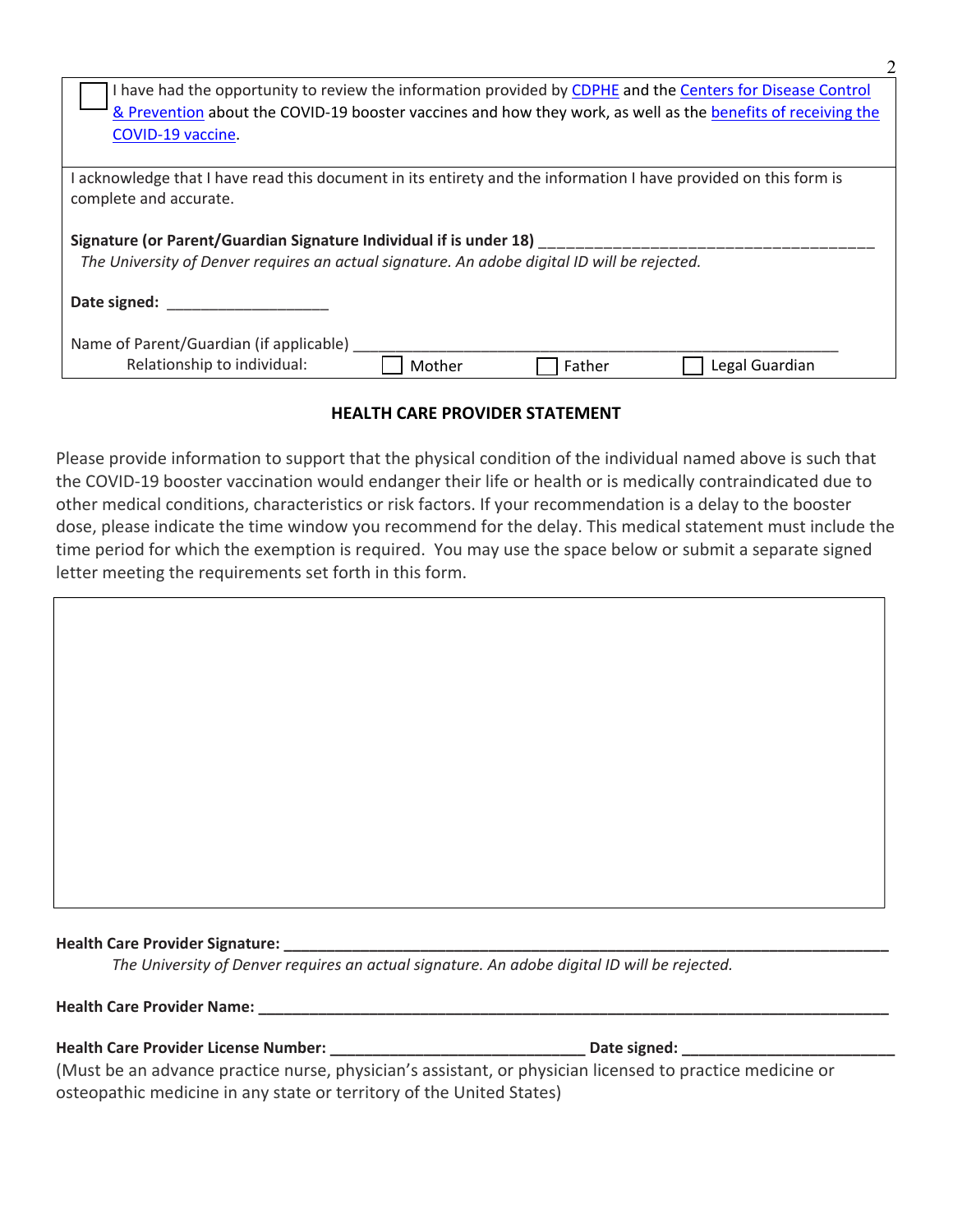☐ I have had the opportunity to review the information provided by [CDPHE] and the [Centers for Disease Control & Prevention] about the COVID-19 booster vaccines and how they work, as well as the [benefits of receiving the COVID-19 vaccine].

I acknowledge that I have read this document in its entirety and the information I have provided on this form is complete and accurate.

**Signature (or Parent/Guardian Signature Individual if is under 18)** ____________________________________

*The University of Denver requires an actual signature. An adobe digital ID will be rejected.*

**Date signed:** ___________________

Name of Parent/Guardian (if applicable) ____________________________________________________________

Relationship to individual: ☐ Mother ☐ Father ☐ Legal Guardian

## HEALTH CARE PROVIDER STATEMENT

Please provide information to support that the physical condition of the individual named above is such that the COVID-19 booster vaccination would endanger their life or health or is medically contraindicated due to other medical conditions, characteristics or risk factors. If your recommendation is a delay to the booster dose, please indicate the time window you recommend for the delay. This medical statement must include the time period for which the exemption is required. You may use the space below or submit a separate signed letter meeting the requirements set forth in this form.

**Health Care Provider Signature:** ____________________________________________________________________

*The University of Denver requires an actual signature. An adobe digital ID will be rejected.*

**Health Care Provider Name:** ______________________________________________________________________

**Health Care Provider License Number:** ______________________________ **Date signed:** _________________________

(Must be an advance practice nurse, physician's assistant, or physician licensed to practice medicine or osteopathic medicine in any state or territory of the United States)